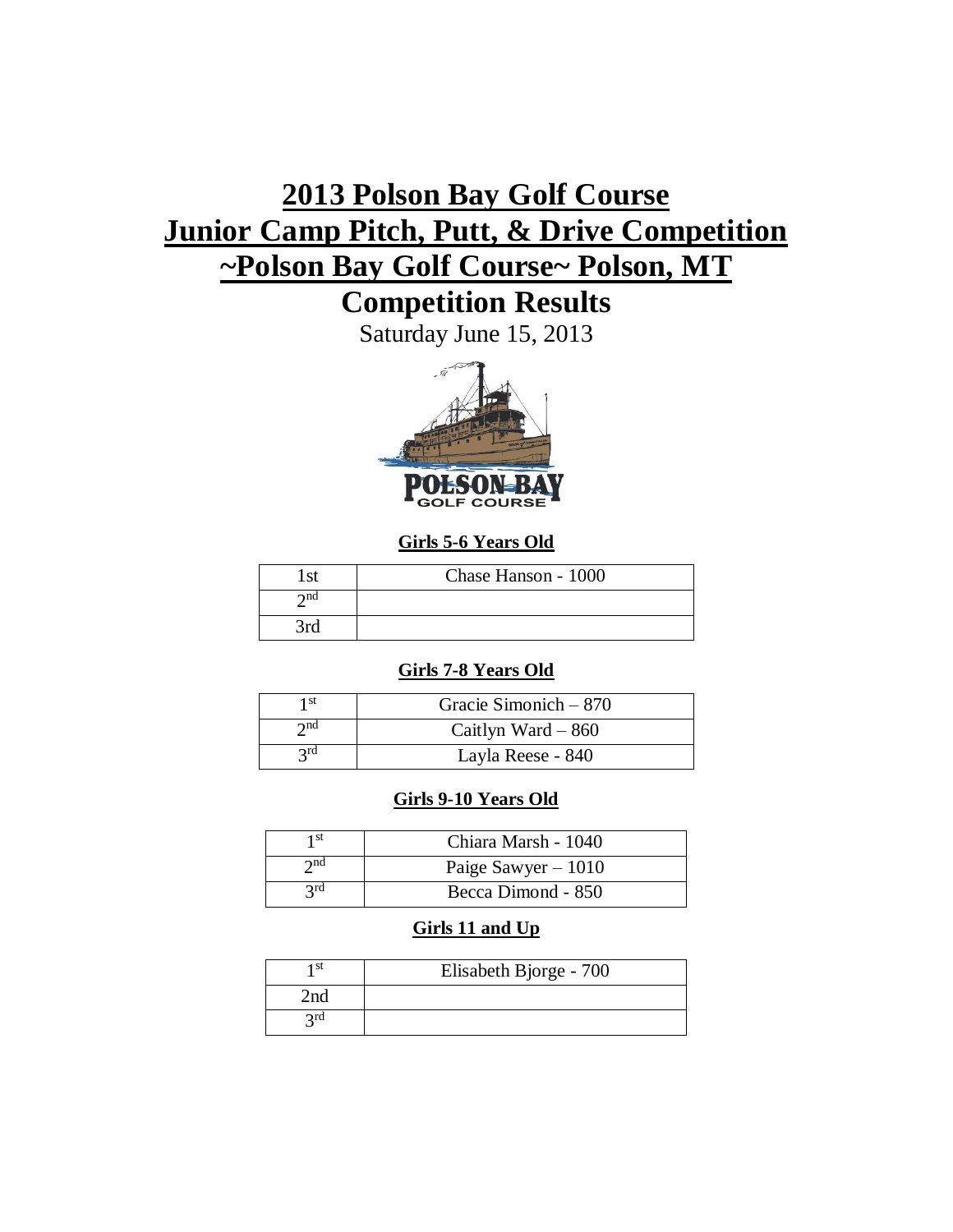# 2013 Polson Bay Golf Course
# Junior Camp Pitch, Putt, & Drive Competition
# ~Polson Bay Golf Course~ Polson, MT

## Competition Results

Saturday June 15, 2013

### Girls 5-6 Years Old

| | |
|---|---|
| 1st | Chase Hanson - 1000 |
| 2nd | |
| 3rd | |

### Girls 7-8 Years Old

| | |
|---|---|
| 1st | Gracie Simonich – 870 |
| 2nd | Caitlyn Ward – 860 |
| 3rd | Layla Reese - 840 |

### Girls 9-10 Years Old

| | |
|---|---|
| 1st | Chiara Marsh - 1040 |
| 2nd | Paige Sawyer – 1010 |
| 3rd | Becca Dimond - 850 |

### Girls 11 and Up

| | |
|---|---|
| 1st | Elisabeth Bjorge - 700 |
| 2nd | |
| 3rd | |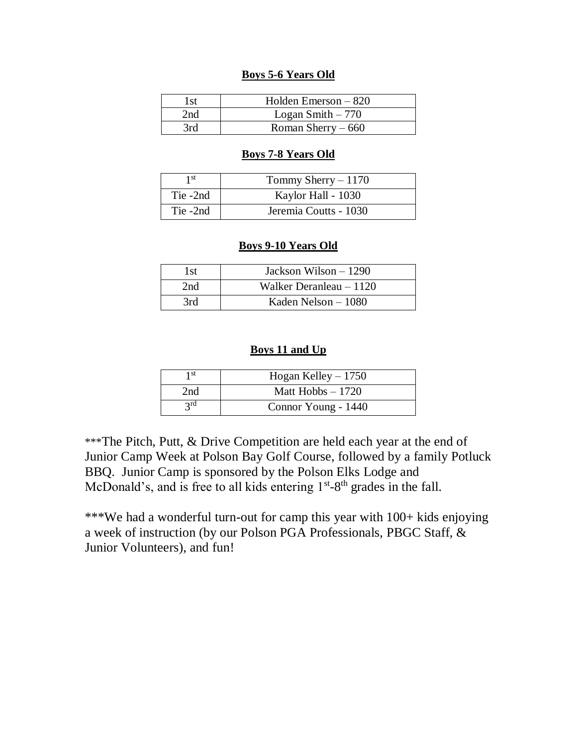**Boys 5-6 Years Old**

| | |
|---|---|
| 1st | Holden Emerson – 820 |
| 2nd | Logan Smith – 770 |
| 3rd | Roman Sherry – 660 |

**Boys 7-8 Years Old**

| | |
|---|---|
| 1st | Tommy Sherry – 1170 |
| Tie -2nd | Kaylor Hall - 1030 |
| Tie -2nd | Jeremia Coutts - 1030 |

**Boys 9-10 Years Old**

| | |
|---|---|
| 1st | Jackson Wilson – 1290 |
| 2nd | Walker Deranleau – 1120 |
| 3rd | Kaden Nelson – 1080 |

**Boys 11 and Up**

| | |
|---|---|
| 1st | Hogan Kelley – 1750 |
| 2nd | Matt Hobbs – 1720 |
| 3rd | Connor Young - 1440 |

***The Pitch, Putt, & Drive Competition are held each year at the end of Junior Camp Week at Polson Bay Golf Course, followed by a family Potluck BBQ. Junior Camp is sponsored by the Polson Elks Lodge and McDonald's, and is free to all kids entering 1st-8th grades in the fall.

***We had a wonderful turn-out for camp this year with 100+ kids enjoying a week of instruction (by our Polson PGA Professionals, PBGC Staff, & Junior Volunteers), and fun!